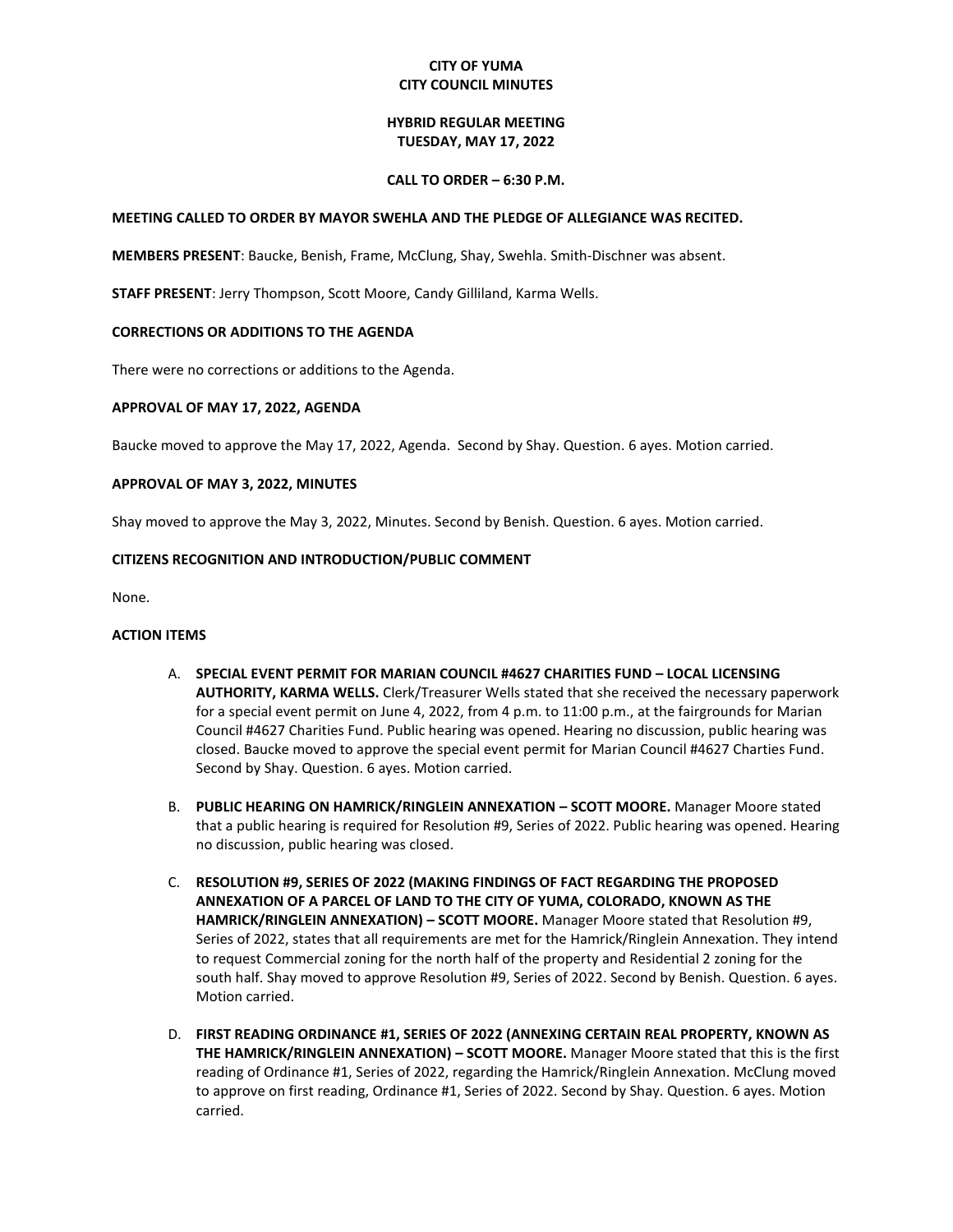# CITY OF YUMA
# CITY COUNCIL MINUTES

## HYBRID REGULAR MEETING
## TUESDAY, MAY 17, 2022

### CALL TO ORDER – 6:30 P.M.

**MEETING CALLED TO ORDER BY MAYOR SWEHLA AND THE PLEDGE OF ALLEGIANCE WAS RECITED.**

**MEMBERS PRESENT**: Baucke, Benish, Frame, McClung, Shay, Swehla. Smith-Dischner was absent.

**STAFF PRESENT**: Jerry Thompson, Scott Moore, Candy Gilliland, Karma Wells.

**CORRECTIONS OR ADDITIONS TO THE AGENDA**

There were no corrections or additions to the Agenda.

**APPROVAL OF MAY 17, 2022, AGENDA**

Baucke moved to approve the May 17, 2022, Agenda. Second by Shay. Question. 6 ayes. Motion carried.

**APPROVAL OF MAY 3, 2022, MINUTES**

Shay moved to approve the May 3, 2022, Minutes. Second by Benish. Question. 6 ayes. Motion carried.

**CITIZENS RECOGNITION AND INTRODUCTION/PUBLIC COMMENT**

None.

**ACTION ITEMS**

A. **SPECIAL EVENT PERMIT FOR MARIAN COUNCIL #4627 CHARITIES FUND – LOCAL LICENSING AUTHORITY, KARMA WELLS.** Clerk/Treasurer Wells stated that she received the necessary paperwork for a special event permit on June 4, 2022, from 4 p.m. to 11:00 p.m., at the fairgrounds for Marian Council #4627 Charities Fund. Public hearing was opened. Hearing no discussion, public hearing was closed. Baucke moved to approve the special event permit for Marian Council #4627 Charties Fund. Second by Shay. Question. 6 ayes. Motion carried.

B. **PUBLIC HEARING ON HAMRICK/RINGLEIN ANNEXATION – SCOTT MOORE.** Manager Moore stated that a public hearing is required for Resolution #9, Series of 2022. Public hearing was opened. Hearing no discussion, public hearing was closed.

C. **RESOLUTION #9, SERIES OF 2022 (MAKING FINDINGS OF FACT REGARDING THE PROPOSED ANNEXATION OF A PARCEL OF LAND TO THE CITY OF YUMA, COLORADO, KNOWN AS THE HAMRICK/RINGLEIN ANNEXATION) – SCOTT MOORE.** Manager Moore stated that Resolution #9, Series of 2022, states that all requirements are met for the Hamrick/Ringlein Annexation. They intend to request Commercial zoning for the north half of the property and Residential 2 zoning for the south half. Shay moved to approve Resolution #9, Series of 2022. Second by Benish. Question. 6 ayes. Motion carried.

D. **FIRST READING ORDINANCE #1, SERIES OF 2022 (ANNEXING CERTAIN REAL PROPERTY, KNOWN AS THE HAMRICK/RINGLEIN ANNEXATION) – SCOTT MOORE.** Manager Moore stated that this is the first reading of Ordinance #1, Series of 2022, regarding the Hamrick/Ringlein Annexation. McClung moved to approve on first reading, Ordinance #1, Series of 2022. Second by Shay. Question. 6 ayes. Motion carried.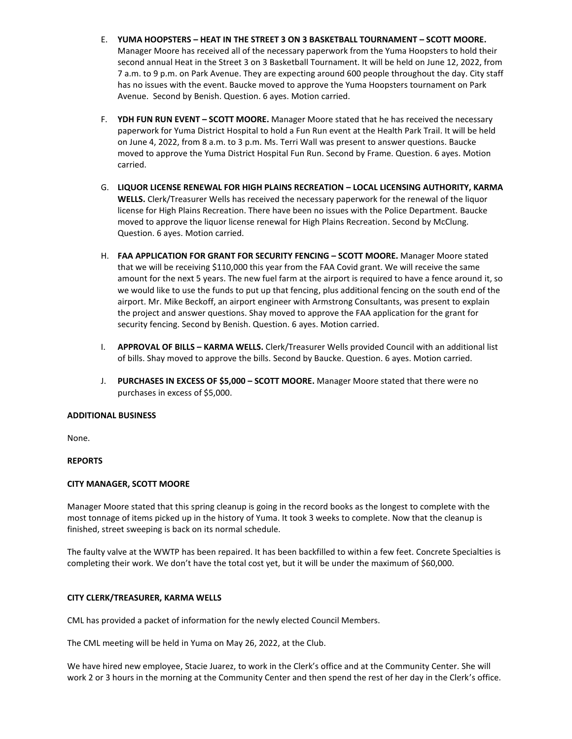E. **YUMA HOOPSTERS – HEAT IN THE STREET 3 ON 3 BASKETBALL TOURNAMENT – SCOTT MOORE.** Manager Moore has received all of the necessary paperwork from the Yuma Hoopsters to hold their second annual Heat in the Street 3 on 3 Basketball Tournament. It will be held on June 12, 2022, from 7 a.m. to 9 p.m. on Park Avenue. They are expecting around 600 people throughout the day. City staff has no issues with the event. Baucke moved to approve the Yuma Hoopsters tournament on Park Avenue. Second by Benish. Question. 6 ayes. Motion carried.

F. **YDH FUN RUN EVENT – SCOTT MOORE.** Manager Moore stated that he has received the necessary paperwork for Yuma District Hospital to hold a Fun Run event at the Health Park Trail. It will be held on June 4, 2022, from 8 a.m. to 3 p.m. Ms. Terri Wall was present to answer questions. Baucke moved to approve the Yuma District Hospital Fun Run. Second by Frame. Question. 6 ayes. Motion carried.

G. **LIQUOR LICENSE RENEWAL FOR HIGH PLAINS RECREATION – LOCAL LICENSING AUTHORITY, KARMA WELLS.** Clerk/Treasurer Wells has received the necessary paperwork for the renewal of the liquor license for High Plains Recreation. There have been no issues with the Police Department. Baucke moved to approve the liquor license renewal for High Plains Recreation. Second by McClung. Question. 6 ayes. Motion carried.

H. **FAA APPLICATION FOR GRANT FOR SECURITY FENCING – SCOTT MOORE.** Manager Moore stated that we will be receiving $110,000 this year from the FAA Covid grant. We will receive the same amount for the next 5 years. The new fuel farm at the airport is required to have a fence around it, so we would like to use the funds to put up that fencing, plus additional fencing on the south end of the airport. Mr. Mike Beckoff, an airport engineer with Armstrong Consultants, was present to explain the project and answer questions. Shay moved to approve the FAA application for the grant for security fencing. Second by Benish. Question. 6 ayes. Motion carried.

I. **APPROVAL OF BILLS – KARMA WELLS.** Clerk/Treasurer Wells provided Council with an additional list of bills. Shay moved to approve the bills. Second by Baucke. Question. 6 ayes. Motion carried.

J. **PURCHASES IN EXCESS OF $5,000 – SCOTT MOORE.** Manager Moore stated that there were no purchases in excess of $5,000.

**ADDITIONAL BUSINESS**

None.

**REPORTS**

**CITY MANAGER, SCOTT MOORE**

Manager Moore stated that this spring cleanup is going in the record books as the longest to complete with the most tonnage of items picked up in the history of Yuma. It took 3 weeks to complete. Now that the cleanup is finished, street sweeping is back on its normal schedule.

The faulty valve at the WWTP has been repaired. It has been backfilled to within a few feet. Concrete Specialties is completing their work. We don't have the total cost yet, but it will be under the maximum of $60,000.

**CITY CLERK/TREASURER, KARMA WELLS**

CML has provided a packet of information for the newly elected Council Members.

The CML meeting will be held in Yuma on May 26, 2022, at the Club.

We have hired new employee, Stacie Juarez, to work in the Clerk's office and at the Community Center. She will work 2 or 3 hours in the morning at the Community Center and then spend the rest of her day in the Clerk's office.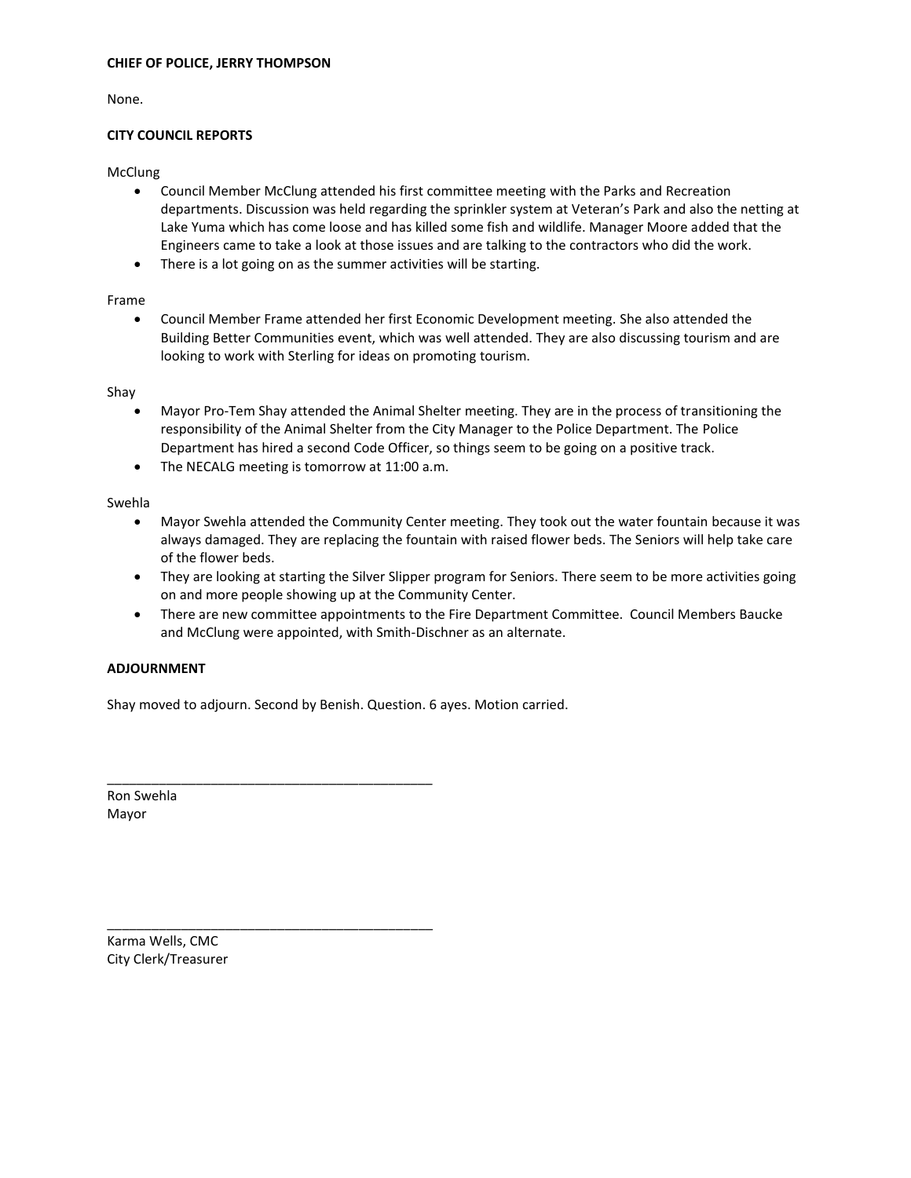**CHIEF OF POLICE, JERRY THOMPSON**

None.

**CITY COUNCIL REPORTS**

McClung

- Council Member McClung attended his first committee meeting with the Parks and Recreation departments. Discussion was held regarding the sprinkler system at Veteran's Park and also the netting at Lake Yuma which has come loose and has killed some fish and wildlife. Manager Moore added that the Engineers came to take a look at those issues and are talking to the contractors who did the work.
- There is a lot going on as the summer activities will be starting.

Frame

- Council Member Frame attended her first Economic Development meeting. She also attended the Building Better Communities event, which was well attended. They are also discussing tourism and are looking to work with Sterling for ideas on promoting tourism.

Shay

- Mayor Pro-Tem Shay attended the Animal Shelter meeting. They are in the process of transitioning the responsibility of the Animal Shelter from the City Manager to the Police Department. The Police Department has hired a second Code Officer, so things seem to be going on a positive track.
- The NECALG meeting is tomorrow at 11:00 a.m.

Swehla

- Mayor Swehla attended the Community Center meeting. They took out the water fountain because it was always damaged. They are replacing the fountain with raised flower beds. The Seniors will help take care of the flower beds.
- They are looking at starting the Silver Slipper program for Seniors. There seem to be more activities going on and more people showing up at the Community Center.
- There are new committee appointments to the Fire Department Committee. Council Members Baucke and McClung were appointed, with Smith-Dischner as an alternate.

**ADJOURNMENT**

Shay moved to adjourn. Second by Benish. Question. 6 ayes. Motion carried.

\_\_\_\_\_\_\_\_\_\_\_\_\_\_\_\_\_\_\_\_\_\_\_\_\_\_\_\_\_\_\_\_\_\_\_\_\_\_\_\_\_\_\_\_

Ron Swehla
Mayor

\_\_\_\_\_\_\_\_\_\_\_\_\_\_\_\_\_\_\_\_\_\_\_\_\_\_\_\_\_\_\_\_\_\_\_\_\_\_\_\_\_\_\_\_

Karma Wells, CMC
City Clerk/Treasurer